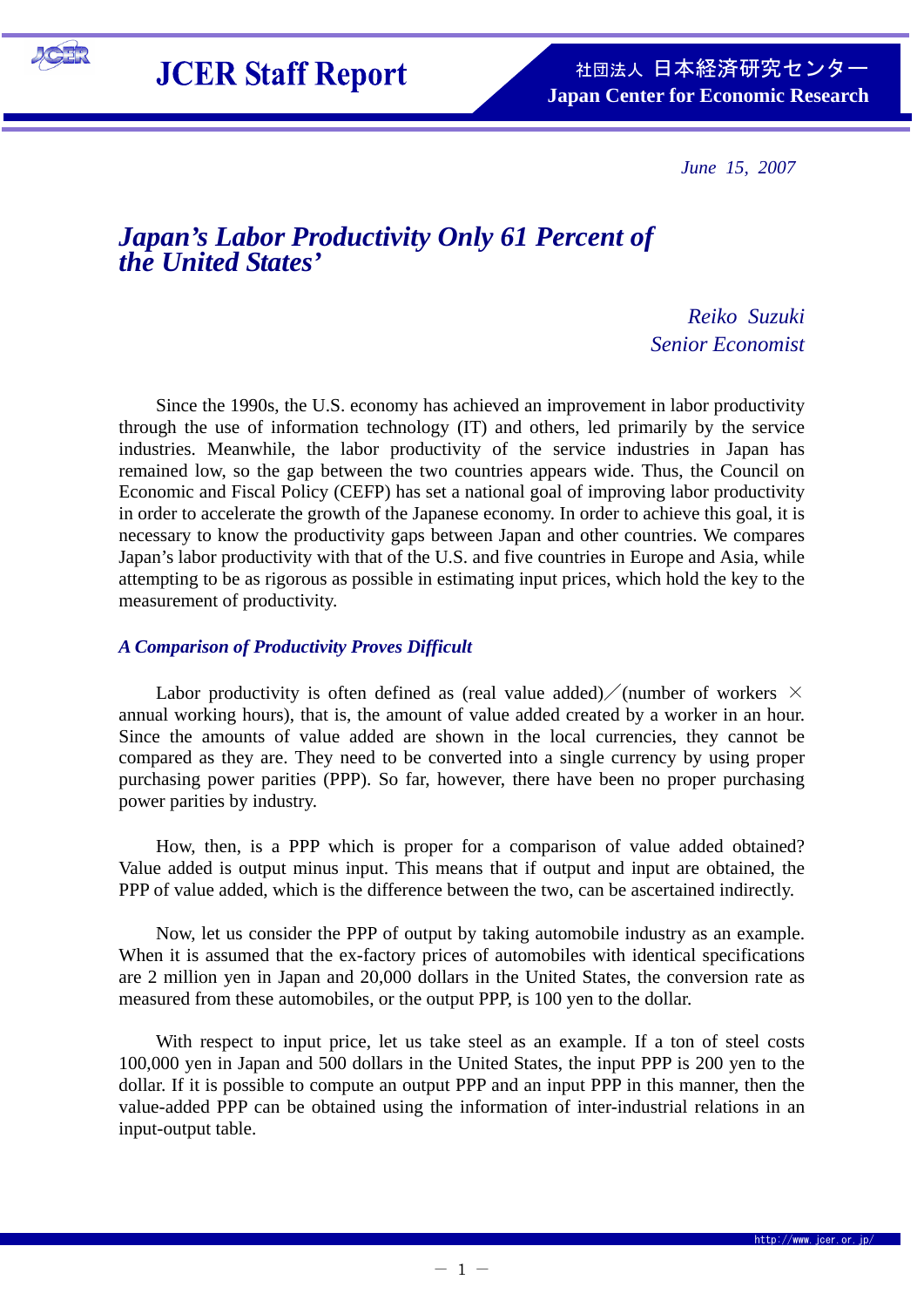JCER Staff Report

社団法人 日本経済研究センター
Japan Center for Economic Research

*June 15, 2007*

# *Japan's Labor Productivity Only 61 Percent of the United States'*

*Reiko Suzuki*
*Senior Economist*

Since the 1990s, the U.S. economy has achieved an improvement in labor productivity through the use of information technology (IT) and others, led primarily by the service industries. Meanwhile, the labor productivity of the service industries in Japan has remained low, so the gap between the two countries appears wide. Thus, the Council on Economic and Fiscal Policy (CEFP) has set a national goal of improving labor productivity in order to accelerate the growth of the Japanese economy. In order to achieve this goal, it is necessary to know the productivity gaps between Japan and other countries. We compares Japan's labor productivity with that of the U.S. and five countries in Europe and Asia, while attempting to be as rigorous as possible in estimating input prices, which hold the key to the measurement of productivity.

## *A Comparison of Productivity Proves Difficult*

Labor productivity is often defined as (real value added)／(number of workers × annual working hours), that is, the amount of value added created by a worker in an hour. Since the amounts of value added are shown in the local currencies, they cannot be compared as they are. They need to be converted into a single currency by using proper purchasing power parities (PPP). So far, however, there have been no proper purchasing power parities by industry.

How, then, is a PPP which is proper for a comparison of value added obtained? Value added is output minus input. This means that if output and input are obtained, the PPP of value added, which is the difference between the two, can be ascertained indirectly.

Now, let us consider the PPP of output by taking automobile industry as an example. When it is assumed that the ex-factory prices of automobiles with identical specifications are 2 million yen in Japan and 20,000 dollars in the United States, the conversion rate as measured from these automobiles, or the output PPP, is 100 yen to the dollar.

With respect to input price, let us take steel as an example. If a ton of steel costs 100,000 yen in Japan and 500 dollars in the United States, the input PPP is 200 yen to the dollar. If it is possible to compute an output PPP and an input PPP in this manner, then the value-added PPP can be obtained using the information of inter-industrial relations in an input-output table.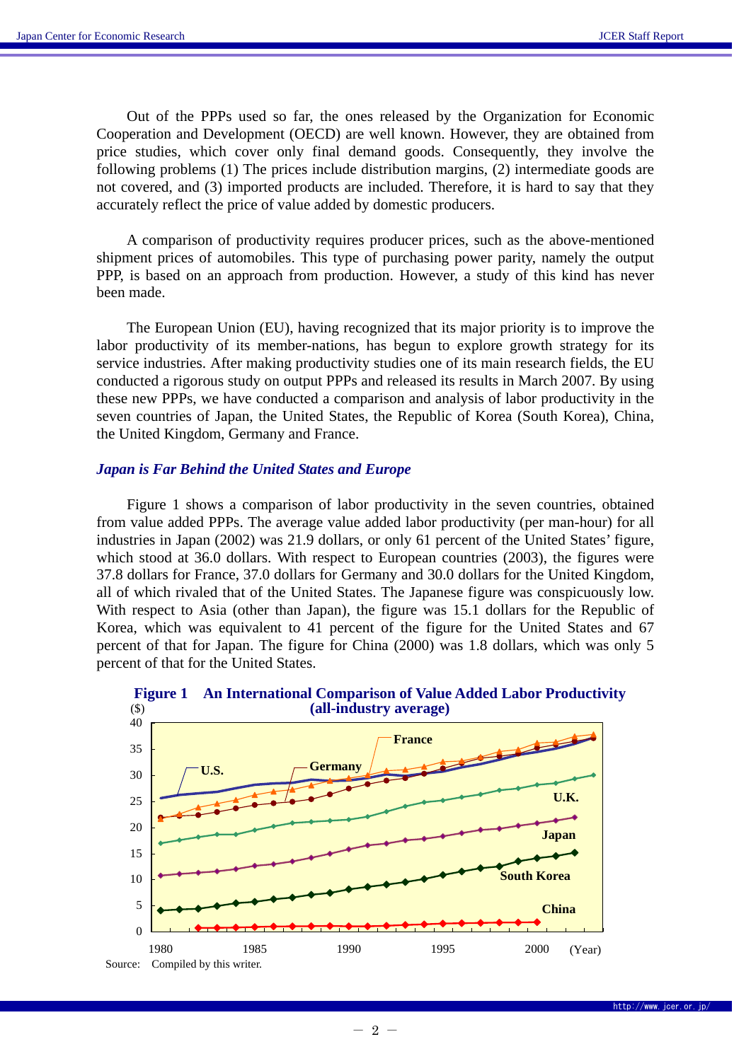Out of the PPPs used so far, the ones released by the Organization for Economic Cooperation and Development (OECD) are well known. However, they are obtained from price studies, which cover only final demand goods. Consequently, they involve the following problems (1) The prices include distribution margins, (2) intermediate goods are not covered, and (3) imported products are included. Therefore, it is hard to say that they accurately reflect the price of value added by domestic producers.

A comparison of productivity requires producer prices, such as the above-mentioned shipment prices of automobiles. This type of purchasing power parity, namely the output PPP, is based on an approach from production. However, a study of this kind has never been made.

The European Union (EU), having recognized that its major priority is to improve the labor productivity of its member-nations, has begun to explore growth strategy for its service industries. After making productivity studies one of its main research fields, the EU conducted a rigorous study on output PPPs and released its results in March 2007. By using these new PPPs, we have conducted a comparison and analysis of labor productivity in the seven countries of Japan, the United States, the Republic of Korea (South Korea), China, the United Kingdom, Germany and France.

### *Japan is Far Behind the United States and Europe*

Figure 1 shows a comparison of labor productivity in the seven countries, obtained from value added PPPs. The average value added labor productivity (per man-hour) for all industries in Japan (2002) was 21.9 dollars, or only 61 percent of the United States' figure, which stood at 36.0 dollars. With respect to European countries (2003), the figures were 37.8 dollars for France, 37.0 dollars for Germany and 30.0 dollars for the United Kingdom, all of which rivaled that of the United States. The Japanese figure was conspicuously low. With respect to Asia (other than Japan), the figure was 15.1 dollars for the Republic of Korea, which was equivalent to 41 percent of the figure for the United States and 67 percent of that for Japan. The figure for China (2000) was 1.8 dollars, which was only 5 percent of that for the United States.

**Figure 1 An International Comparison of Value Added Labor Productivity (all-industry average)**

Source: Compiled by this writer.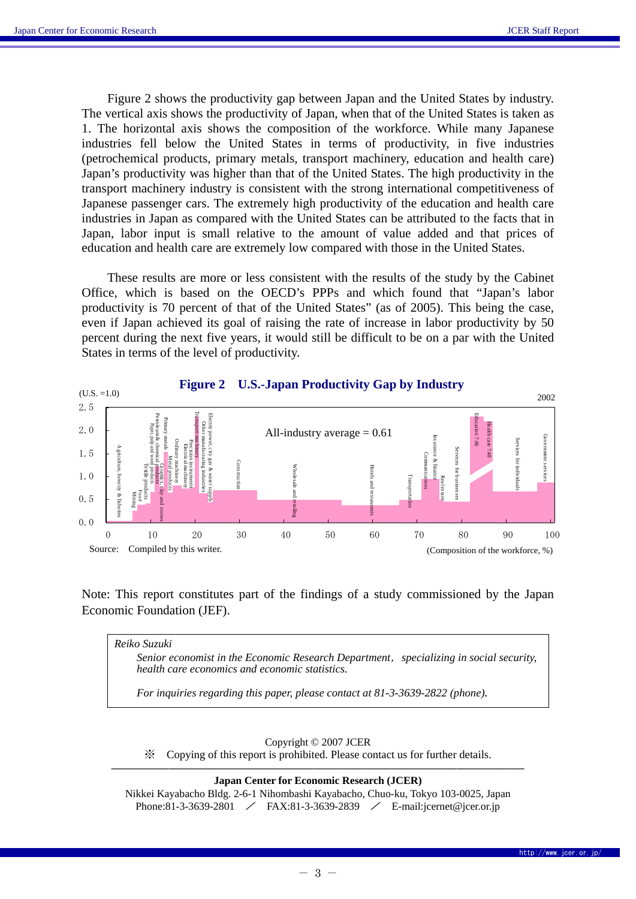Figure 2 shows the productivity gap between Japan and the United States by industry. The vertical axis shows the productivity of Japan, when that of the United States is taken as 1. The horizontal axis shows the composition of the workforce. While many Japanese industries fell below the United States in terms of productivity, in five industries (petrochemical products, primary metals, transport machinery, education and health care) Japan's productivity was higher than that of the United States. The high productivity in the transport machinery industry is consistent with the strong international competitiveness of Japanese passenger cars. The extremely high productivity of the education and health care industries in Japan as compared with the United States can be attributed to the facts that in Japan, labor input is small relative to the amount of value added and that prices of education and health care are extremely low compared with those in the United States.

These results are more or less consistent with the results of the study by the Cabinet Office, which is based on the OECD's PPPs and which found that "Japan's labor productivity is 70 percent of that of the United States" (as of 2005). This being the case, even if Japan achieved its goal of raising the rate of increase in labor productivity by 50 percent during the next five years, it would still be difficult to be on a par with the United States in terms of the level of productivity.

**Figure 2 U.S.-Japan Productivity Gap by Industry**

(U.S. =1.0)

2002

All-industry average = 0.61

Agriculture, forestry & fisheries
Mining
Food
Textile products
Paper, pulp and wood products
Petroleum & chemical products
Ceramics, clay and stones
Primary metals
Metal products
Ordinary machinery
Electric machinery
Precision instruments
Transport machinery
Other manufacturing industries
Electric power, city gas & water supply
Construction
Wholesale and retailing
Hotels and restaurants
Transportation
Communications
Insurance & finance
Real estate
Services for businesses
Education 7.66
Health care 7.48
Services for individuals
Government services

2.5
2.0
1.5
1.0
0.5
0.0

0
10
20
30
40
50
60
70
80
90
100

Source: Compiled by this writer.

(Composition of the workforce, %)

Note: This report constitutes part of the findings of a study commissioned by the Japan Economic Foundation (JEF).

*Reiko Suzuki*

*Senior economist in the Economic Research Department, specializing in social security, health care economics and economic statistics.*

*For inquiries regarding this paper, please contact at 81-3-3639-2822 (phone).*

Copyright © 2007 JCER

※ Copying of this report is prohibited. Please contact us for further details.

**Japan Center for Economic Research (JCER)**

Nikkei Kayabacho Bldg. 2-6-1 Nihombashi Kayabacho, Chuo-ku, Tokyo 103-0025, Japan

Phone:81-3-3639-2801 ／ FAX:81-3-3639-2839 ／ E-mail:jcernet@jcer.or.jp